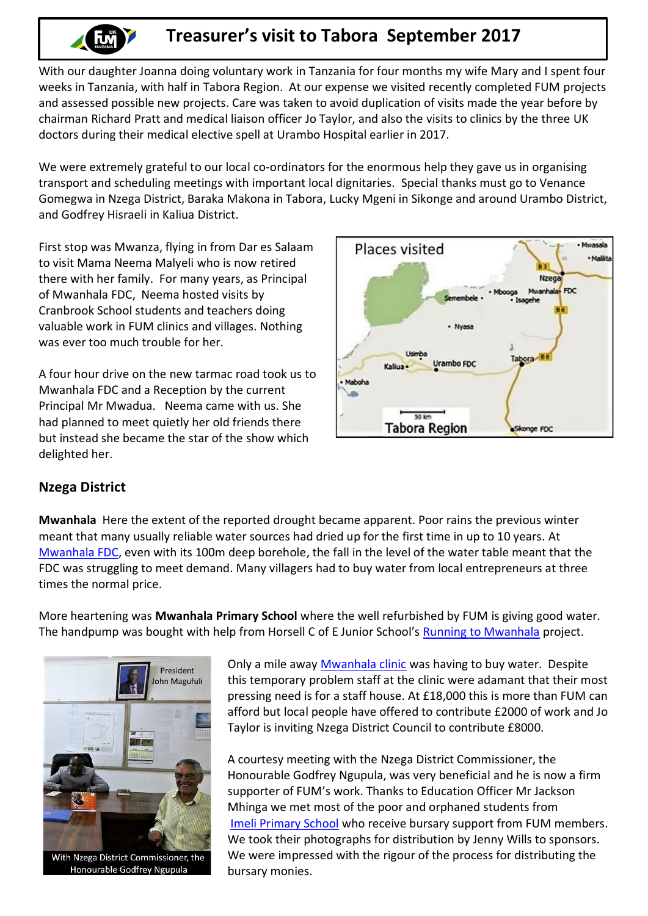# Treasurer's visit to Tabora September 2017

With our daughter Joanna doing voluntary work in Tanzania for four months my wife Mary and I spent four weeks in Tanzania, with half in Tabora Region. At our expense we visited recently completed FUM projects and assessed possible new projects. Care was taken to avoid duplication of visits made the year before by chairman Richard Pratt and medical liaison officer Jo Taylor, and also the visits to clinics by the three UK doctors during their medical elective spell at Urambo Hospital earlier in 2017.

We were extremely grateful to our local co-ordinators for the enormous help they gave us in organising transport and scheduling meetings with important local dignitaries. Special thanks must go to Venance Gomegwa in Nzega District, Baraka Makona in Tabora, Lucky Mgeni in Sikonge and around Urambo District, and Godfrey Hisraeli in Kaliua District.

First stop was Mwanza, flying in from Dar es Salaam to visit Mama Neema Malyeli who is now retired there with her family. For many years, as Principal of Mwanhala FDC, Neema hosted visits by Cranbrook School students and teachers doing valuable work in FUM clinics and villages. Nothing was ever too much trouble for her.

A four hour drive on the new tarmac road took us to Mwanhala FDC and a Reception by the current Principal Mr Mwadua. Neema came with us. She had planned to meet quietly her old friends there but instead she became the star of the show which delighted her.

## Nzega District

**Mwanhala** Here the extent of the reported drought became apparent. Poor rains the previous winter meant that many usually reliable water sources had dried up for the first time in up to 10 years. At Mwanhala FDC, even with its 100m deep borehole, the fall in the level of the water table meant that the FDC was struggling to meet demand. Many villagers had to buy water from local entrepreneurs at three times the normal price.

More heartening was **Mwanhala Primary School** where the well refurbished by FUM is giving good water. The handpump was bought with help from Horsell C of E Junior School's Running to Mwanhala project.

Only a mile away Mwanhala clinic was having to buy water. Despite this temporary problem staff at the clinic were adamant that their most pressing need is for a staff house. At £18,000 this is more than FUM can afford but local people have offered to contribute £2000 of work and Jo Taylor is inviting Nzega District Council to contribute £8000.

With Nzega District Commissioner, the Honourable Godfrey Ngupula

A courtesy meeting with the Nzega District Commissioner, the Honourable Godfrey Ngupula, was very beneficial and he is now a firm supporter of FUM's work. Thanks to Education Officer Mr Jackson Mhinga we met most of the poor and orphaned students from Imeli Primary School who receive bursary support from FUM members. We took their photographs for distribution by Jenny Wills to sponsors. We were impressed with the rigour of the process for distributing the bursary monies.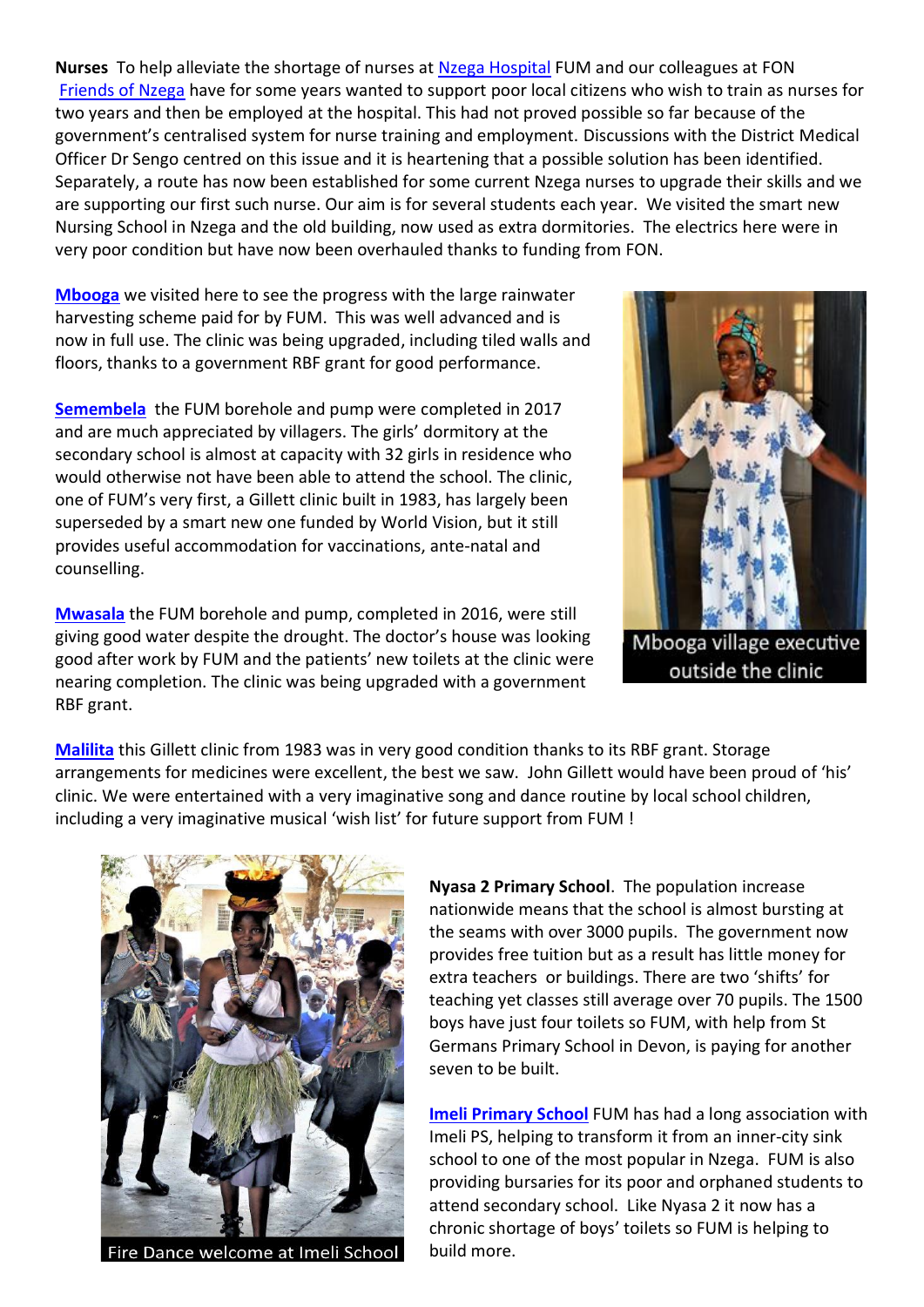**Nurses** To help alleviate the shortage of nurses at Nzega Hospital FUM and our colleagues at FON Friends of Nzega have for some years wanted to support poor local citizens who wish to train as nurses for two years and then be employed at the hospital. This had not proved possible so far because of the government's centralised system for nurse training and employment. Discussions with the District Medical Officer Dr Sengo centred on this issue and it is heartening that a possible solution has been identified. Separately, a route has now been established for some current Nzega nurses to upgrade their skills and we are supporting our first such nurse. Our aim is for several students each year. We visited the smart new Nursing School in Nzega and the old building, now used as extra dormitories. The electrics here were in very poor condition but have now been overhauled thanks to funding from FON.

**Mbooga** we visited here to see the progress with the large rainwater harvesting scheme paid for by FUM. This was well advanced and is now in full use. The clinic was being upgraded, including tiled walls and floors, thanks to a government RBF grant for good performance.

Mbooga village executive outside the clinic

**Semembela** the FUM borehole and pump were completed in 2017 and are much appreciated by villagers. The girls' dormitory at the secondary school is almost at capacity with 32 girls in residence who would otherwise not have been able to attend the school. The clinic, one of FUM's very first, a Gillett clinic built in 1983, has largely been superseded by a smart new one funded by World Vision, but it still provides useful accommodation for vaccinations, ante-natal and counselling.

**Mwasala** the FUM borehole and pump, completed in 2016, were still giving good water despite the drought. The doctor's house was looking good after work by FUM and the patients' new toilets at the clinic were nearing completion. The clinic was being upgraded with a government RBF grant.

**Malilita** this Gillett clinic from 1983 was in very good condition thanks to its RBF grant. Storage arrangements for medicines were excellent, the best we saw. John Gillett would have been proud of 'his' clinic. We were entertained with a very imaginative song and dance routine by local school children, including a very imaginative musical 'wish list' for future support from FUM !

Fire Dance welcome at Imeli School

**Nyasa 2 Primary School**. The population increase nationwide means that the school is almost bursting at the seams with over 3000 pupils. The government now provides free tuition but as a result has little money for extra teachers or buildings. There are two 'shifts' for teaching yet classes still average over 70 pupils. The 1500 boys have just four toilets so FUM, with help from St Germans Primary School in Devon, is paying for another seven to be built.

**Imeli Primary School** FUM has had a long association with Imeli PS, helping to transform it from an inner-city sink school to one of the most popular in Nzega. FUM is also providing bursaries for its poor and orphaned students to attend secondary school. Like Nyasa 2 it now has a chronic shortage of boys' toilets so FUM is helping to build more.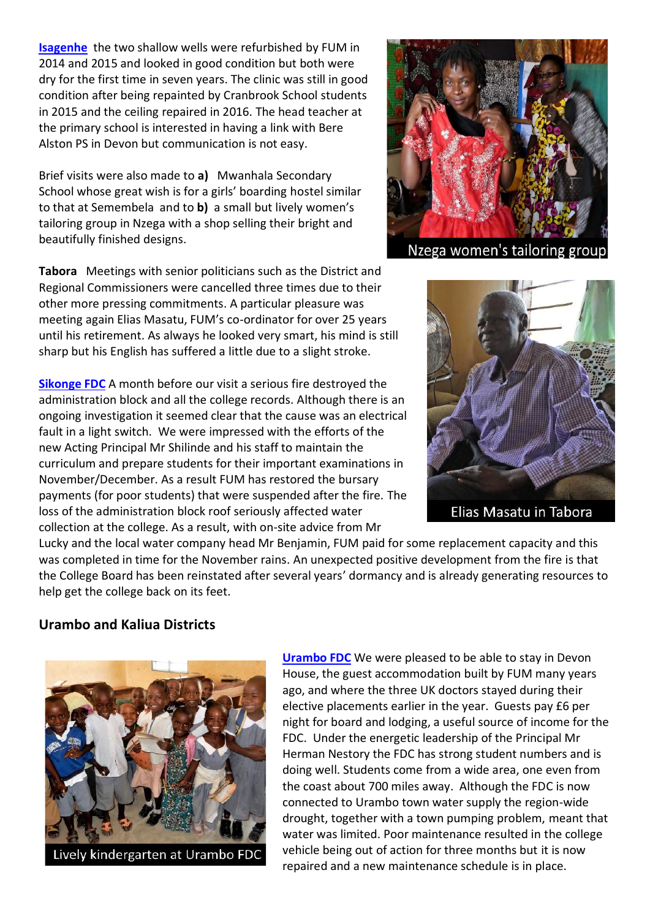**Isagenhe** the two shallow wells were refurbished by FUM in 2014 and 2015 and looked in good condition but both were dry for the first time in seven years. The clinic was still in good condition after being repainted by Cranbrook School students in 2015 and the ceiling repaired in 2016. The head teacher at the primary school is interested in having a link with Bere Alston PS in Devon but communication is not easy.

Brief visits were also made to **a)** Mwanhala Secondary School whose great wish is for a girls' boarding hostel similar to that at Semembela and to **b)** a small but lively women's tailoring group in Nzega with a shop selling their bright and beautifully finished designs.

Nzega women's tailoring group

**Tabora** Meetings with senior politicians such as the District and Regional Commissioners were cancelled three times due to their other more pressing commitments. A particular pleasure was meeting again Elias Masatu, FUM's co-ordinator for over 25 years until his retirement. As always he looked very smart, his mind is still sharp but his English has suffered a little due to a slight stroke.

Elias Masatu in Tabora

**Sikonge FDC** A month before our visit a serious fire destroyed the administration block and all the college records. Although there is an ongoing investigation it seemed clear that the cause was an electrical fault in a light switch. We were impressed with the efforts of the new Acting Principal Mr Shilinde and his staff to maintain the curriculum and prepare students for their important examinations in November/December. As a result FUM has restored the bursary payments (for poor students) that were suspended after the fire. The loss of the administration block roof seriously affected water collection at the college. As a result, with on-site advice from Mr Lucky and the local water company head Mr Benjamin, FUM paid for some replacement capacity and this was completed in time for the November rains. An unexpected positive development from the fire is that the College Board has been reinstated after several years' dormancy and is already generating resources to help get the college back on its feet.

## Urambo and Kaliua Districts

Lively kindergarten at Urambo FDC

**Urambo FDC** We were pleased to be able to stay in Devon House, the guest accommodation built by FUM many years ago, and where the three UK doctors stayed during their elective placements earlier in the year. Guests pay £6 per night for board and lodging, a useful source of income for the FDC. Under the energetic leadership of the Principal Mr Herman Nestory the FDC has strong student numbers and is doing well. Students come from a wide area, one even from the coast about 700 miles away. Although the FDC is now connected to Urambo town water supply the region-wide drought, together with a town pumping problem, meant that water was limited. Poor maintenance resulted in the college vehicle being out of action for three months but it is now repaired and a new maintenance schedule is in place.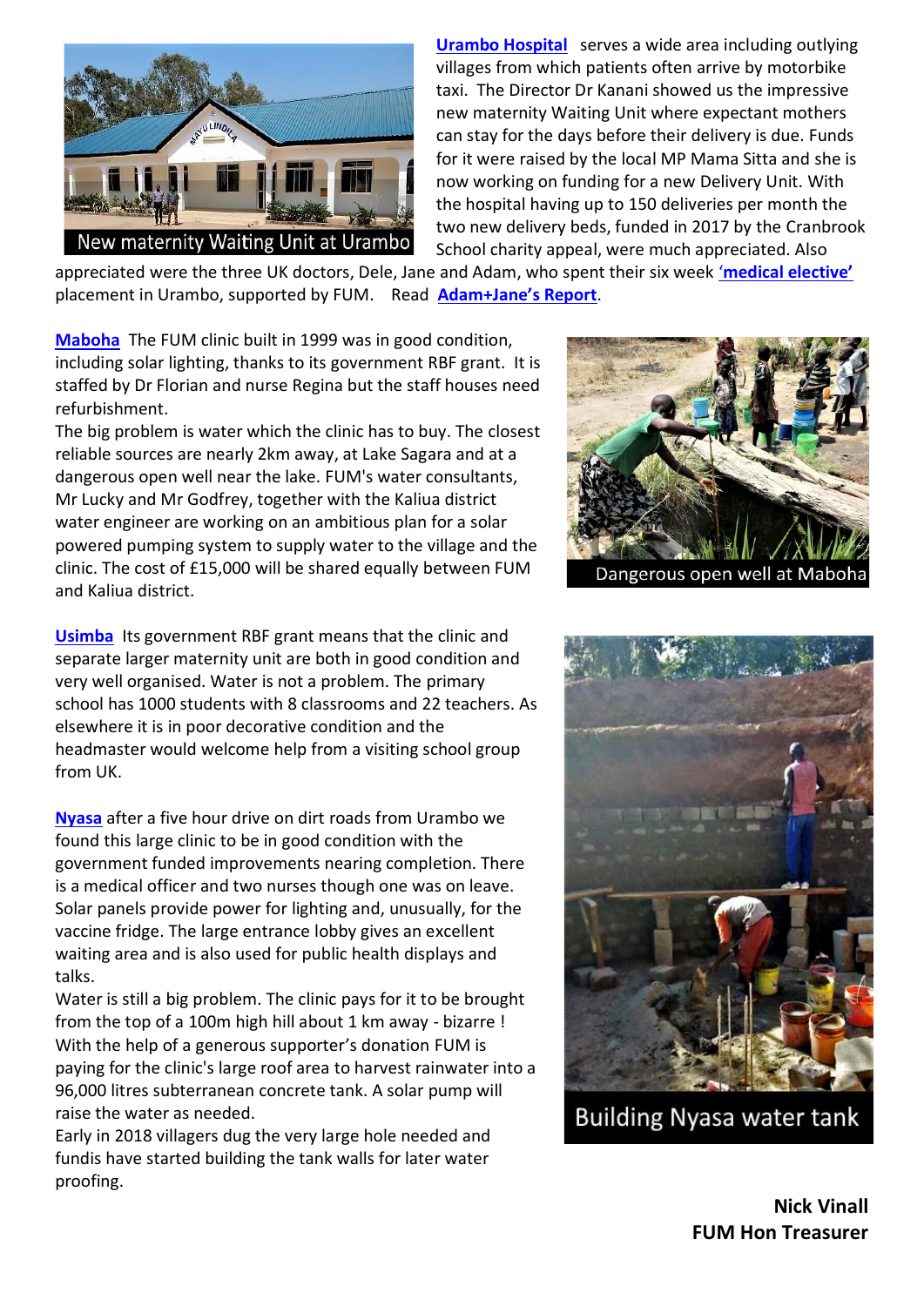New maternity Waiting Unit at Urambo

**Urambo Hospital** serves a wide area including outlying villages from which patients often arrive by motorbike taxi. The Director Dr Kanani showed us the impressive new maternity Waiting Unit where expectant mothers can stay for the days before their delivery is due. Funds for it were raised by the local MP Mama Sitta and she is now working on funding for a new Delivery Unit. With the hospital having up to 150 deliveries per month the two new delivery beds, funded in 2017 by the Cranbrook School charity appeal, were much appreciated. Also appreciated were the three UK doctors, Dele, Jane and Adam, who spent their six week **'medical elective'** placement in Urambo, supported by FUM. Read **Adam+Jane's Report**.

**Maboha** The FUM clinic built in 1999 was in good condition, including solar lighting, thanks to its government RBF grant. It is staffed by Dr Florian and nurse Regina but the staff houses need refurbishment.

The big problem is water which the clinic has to buy. The closest reliable sources are nearly 2km away, at Lake Sagara and at a dangerous open well near the lake. FUM's water consultants, Mr Lucky and Mr Godfrey, together with the Kaliua district water engineer are working on an ambitious plan for a solar powered pumping system to supply water to the village and the clinic. The cost of £15,000 will be shared equally between FUM and Kaliua district.

Dangerous open well at Maboha

**Usimba** Its government RBF grant means that the clinic and separate larger maternity unit are both in good condition and very well organised. Water is not a problem. The primary school has 1000 students with 8 classrooms and 22 teachers. As elsewhere it is in poor decorative condition and the headmaster would welcome help from a visiting school group from UK.

**Nyasa** after a five hour drive on dirt roads from Urambo we found this large clinic to be in good condition with the government funded improvements nearing completion. There is a medical officer and two nurses though one was on leave. Solar panels provide power for lighting and, unusually, for the vaccine fridge. The large entrance lobby gives an excellent waiting area and is also used for public health displays and talks.

Water is still a big problem. The clinic pays for it to be brought from the top of a 100m high hill about 1 km away - bizarre ! With the help of a generous supporter's donation FUM is paying for the clinic's large roof area to harvest rainwater into a 96,000 litres subterranean concrete tank. A solar pump will raise the water as needed.

Early in 2018 villagers dug the very large hole needed and fundis have started building the tank walls for later water proofing.

Building Nyasa water tank

**Nick Vinall**
**FUM Hon Treasurer**